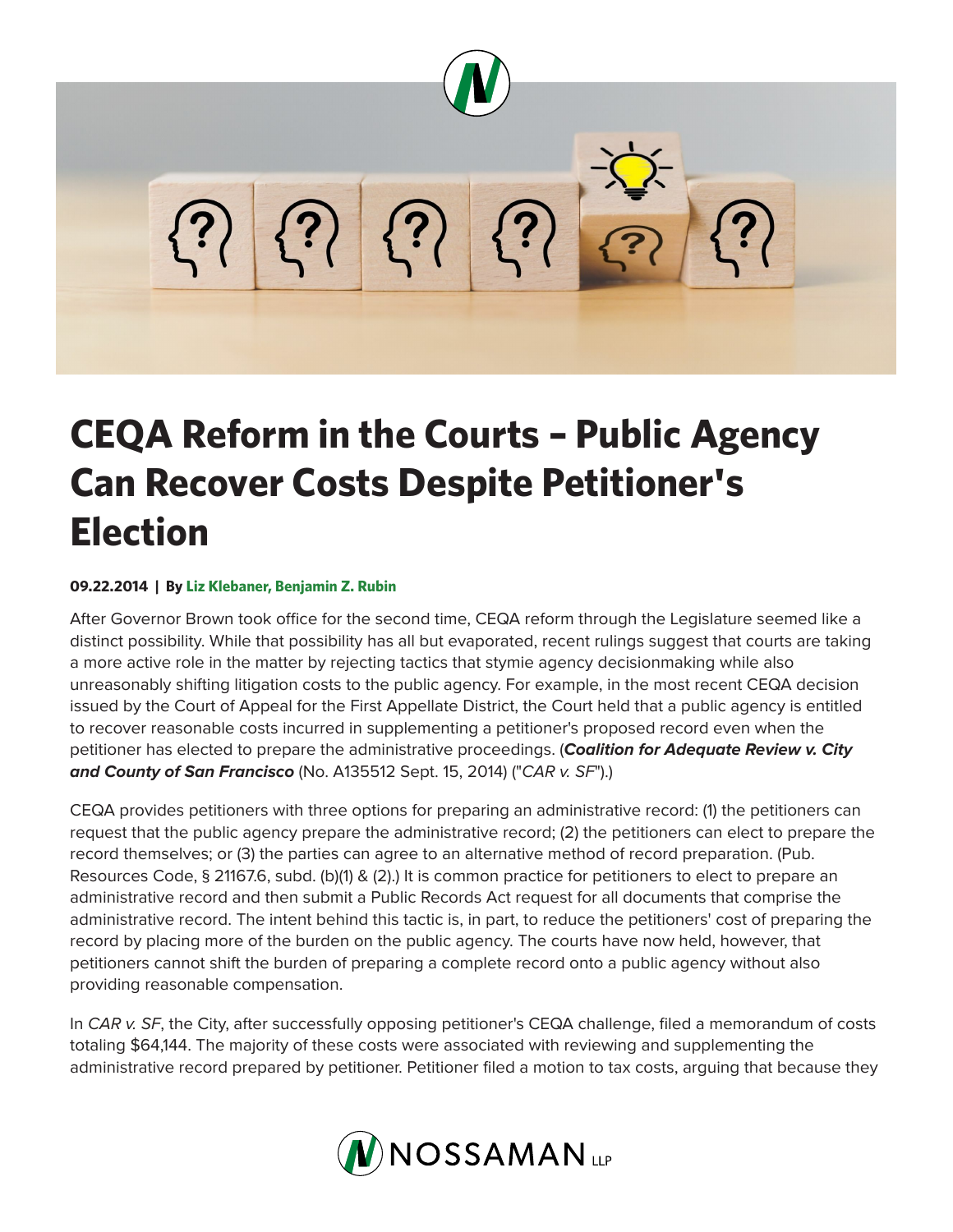# CEQA Reform in the Courts – Public Agency Can Recover Costs Despite Petitioner's Election

**09.22.2014 | By Liz Klebaner, Benjamin Z. Rubin**

After Governor Brown took office for the second time, CEQA reform through the Legislature seemed like a distinct possibility. While that possibility has all but evaporated, recent rulings suggest that courts are taking a more active role in the matter by rejecting tactics that stymie agency decisionmaking while also unreasonably shifting litigation costs to the public agency. For example, in the most recent CEQA decision issued by the Court of Appeal for the First Appellate District, the Court held that a public agency is entitled to recover reasonable costs incurred in supplementing a petitioner's proposed record even when the petitioner has elected to prepare the administrative proceedings. (***Coalition for Adequate Review v. City and County of San Francisco*** (No. A135512 Sept. 15, 2014) ("*CAR v. SF*").)

CEQA provides petitioners with three options for preparing an administrative record: (1) the petitioners can request that the public agency prepare the administrative record; (2) the petitioners can elect to prepare the record themselves; or (3) the parties can agree to an alternative method of record preparation. (Pub. Resources Code, § 21167.6, subd. (b)(1) & (2).) It is common practice for petitioners to elect to prepare an administrative record and then submit a Public Records Act request for all documents that comprise the administrative record. The intent behind this tactic is, in part, to reduce the petitioners' cost of preparing the record by placing more of the burden on the public agency. The courts have now held, however, that petitioners cannot shift the burden of preparing a complete record onto a public agency without also providing reasonable compensation.

In *CAR v. SF*, the City, after successfully opposing petitioner's CEQA challenge, filed a memorandum of costs totaling $64,144. The majority of these costs were associated with reviewing and supplementing the administrative record prepared by petitioner. Petitioner filed a motion to tax costs, arguing that because they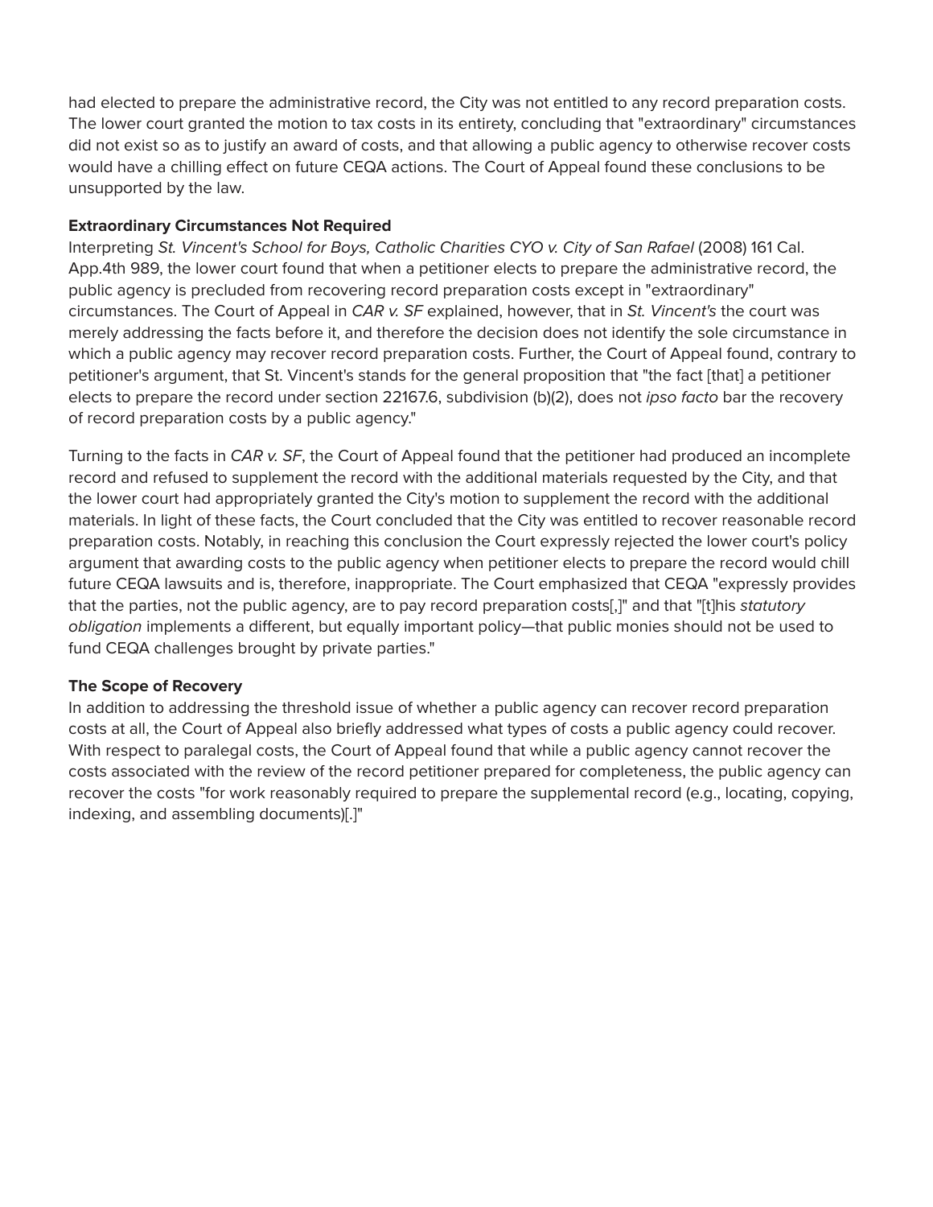had elected to prepare the administrative record, the City was not entitled to any record preparation costs. The lower court granted the motion to tax costs in its entirety, concluding that "extraordinary" circumstances did not exist so as to justify an award of costs, and that allowing a public agency to otherwise recover costs would have a chilling effect on future CEQA actions. The Court of Appeal found these conclusions to be unsupported by the law.

**Extraordinary Circumstances Not Required**

Interpreting *St. Vincent's School for Boys, Catholic Charities CYO v. City of San Rafael* (2008) 161 Cal. App.4th 989, the lower court found that when a petitioner elects to prepare the administrative record, the public agency is precluded from recovering record preparation costs except in "extraordinary" circumstances. The Court of Appeal in *CAR v. SF* explained, however, that in *St. Vincent's* the court was merely addressing the facts before it, and therefore the decision does not identify the sole circumstance in which a public agency may recover record preparation costs. Further, the Court of Appeal found, contrary to petitioner's argument, that St. Vincent's stands for the general proposition that "the fact [that] a petitioner elects to prepare the record under section 22167.6, subdivision (b)(2), does not *ipso facto* bar the recovery of record preparation costs by a public agency."

Turning to the facts in *CAR v. SF*, the Court of Appeal found that the petitioner had produced an incomplete record and refused to supplement the record with the additional materials requested by the City, and that the lower court had appropriately granted the City's motion to supplement the record with the additional materials. In light of these facts, the Court concluded that the City was entitled to recover reasonable record preparation costs. Notably, in reaching this conclusion the Court expressly rejected the lower court's policy argument that awarding costs to the public agency when petitioner elects to prepare the record would chill future CEQA lawsuits and is, therefore, inappropriate. The Court emphasized that CEQA "expressly provides that the parties, not the public agency, are to pay record preparation costs[,]" and that "[t]his *statutory obligation* implements a different, but equally important policy—that public monies should not be used to fund CEQA challenges brought by private parties."

**The Scope of Recovery**

In addition to addressing the threshold issue of whether a public agency can recover record preparation costs at all, the Court of Appeal also briefly addressed what types of costs a public agency could recover. With respect to paralegal costs, the Court of Appeal found that while a public agency cannot recover the costs associated with the review of the record petitioner prepared for completeness, the public agency can recover the costs "for work reasonably required to prepare the supplemental record (e.g., locating, copying, indexing, and assembling documents)[.]"